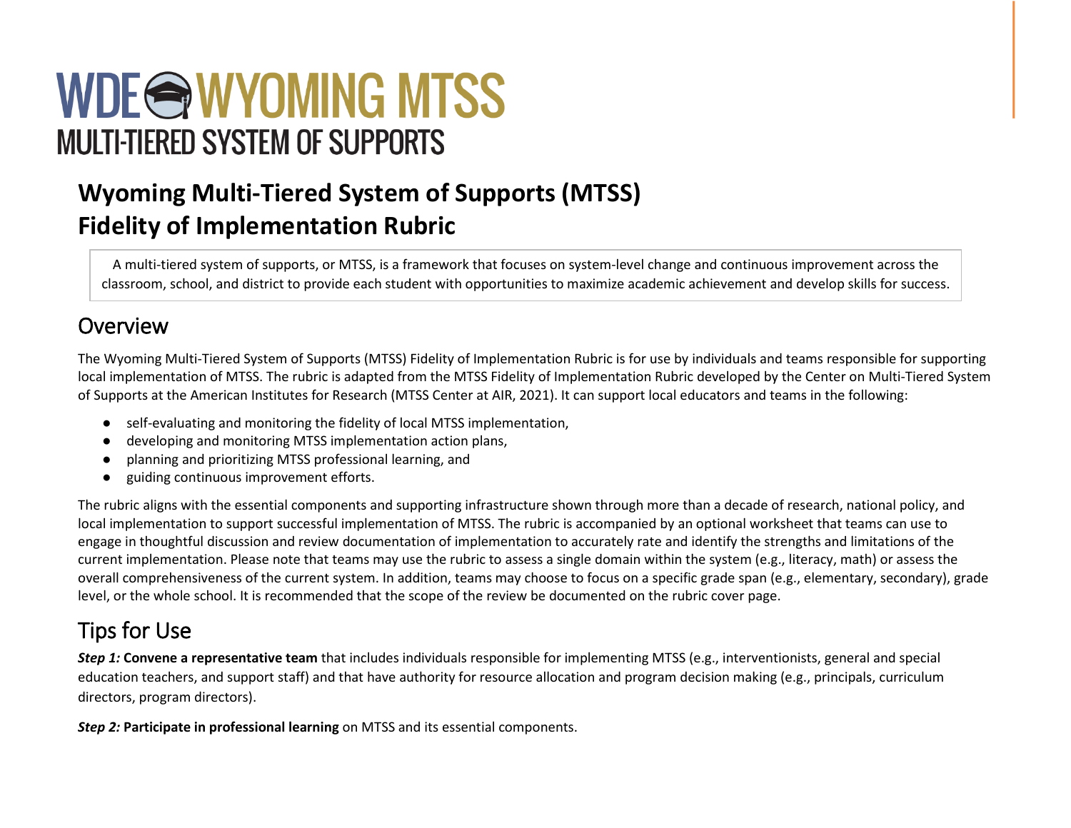WDE WYOMING MTSS
MULTI-TIERED SYSTEM OF SUPPORTS

# Wyoming Multi-Tiered System of Supports (MTSS) Fidelity of Implementation Rubric

A multi-tiered system of supports, or MTSS, is a framework that focuses on system-level change and continuous improvement across the classroom, school, and district to provide each student with opportunities to maximize academic achievement and develop skills for success.

## Overview

The Wyoming Multi-Tiered System of Supports (MTSS) Fidelity of Implementation Rubric is for use by individuals and teams responsible for supporting local implementation of MTSS. The rubric is adapted from the MTSS Fidelity of Implementation Rubric developed by the Center on Multi-Tiered System of Supports at the American Institutes for Research (MTSS Center at AIR, 2021). It can support local educators and teams in the following:

- self-evaluating and monitoring the fidelity of local MTSS implementation,
- developing and monitoring MTSS implementation action plans,
- planning and prioritizing MTSS professional learning, and
- guiding continuous improvement efforts.

The rubric aligns with the essential components and supporting infrastructure shown through more than a decade of research, national policy, and local implementation to support successful implementation of MTSS. The rubric is accompanied by an optional worksheet that teams can use to engage in thoughtful discussion and review documentation of implementation to accurately rate and identify the strengths and limitations of the current implementation. Please note that teams may use the rubric to assess a single domain within the system (e.g., literacy, math) or assess the overall comprehensiveness of the current system. In addition, teams may choose to focus on a specific grade span (e.g., elementary, secondary), grade level, or the whole school. It is recommended that the scope of the review be documented on the rubric cover page.

## Tips for Use

***Step 1:*** **Convene a representative team** that includes individuals responsible for implementing MTSS (e.g., interventionists, general and special education teachers, and support staff) and that have authority for resource allocation and program decision making (e.g., principals, curriculum directors, program directors).

***Step 2:*** **Participate in professional learning** on MTSS and its essential components.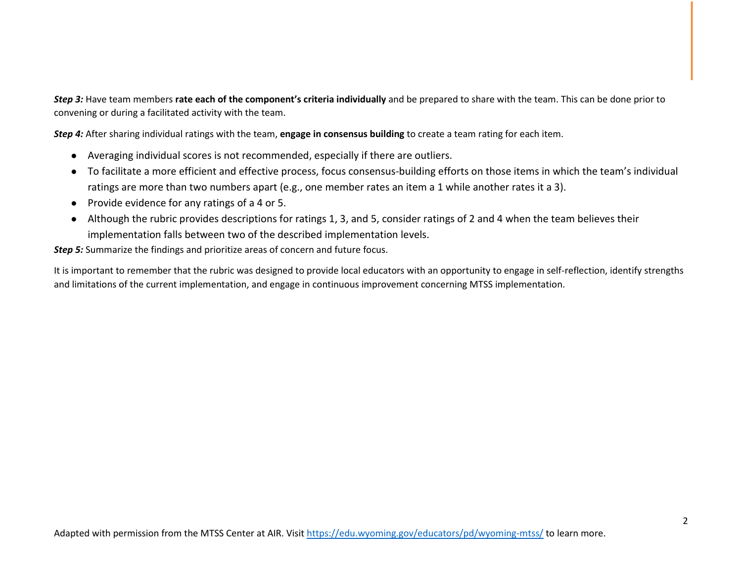***Step 3:*** Have team members **rate each of the component's criteria individually** and be prepared to share with the team. This can be done prior to convening or during a facilitated activity with the team.

***Step 4:*** After sharing individual ratings with the team, **engage in consensus building** to create a team rating for each item.

- Averaging individual scores is not recommended, especially if there are outliers.
- To facilitate a more efficient and effective process, focus consensus-building efforts on those items in which the team's individual ratings are more than two numbers apart (e.g., one member rates an item a 1 while another rates it a 3).
- Provide evidence for any ratings of a 4 or 5.
- Although the rubric provides descriptions for ratings 1, 3, and 5, consider ratings of 2 and 4 when the team believes their implementation falls between two of the described implementation levels.

***Step 5:*** Summarize the findings and prioritize areas of concern and future focus.

It is important to remember that the rubric was designed to provide local educators with an opportunity to engage in self-reflection, identify strengths and limitations of the current implementation, and engage in continuous improvement concerning MTSS implementation.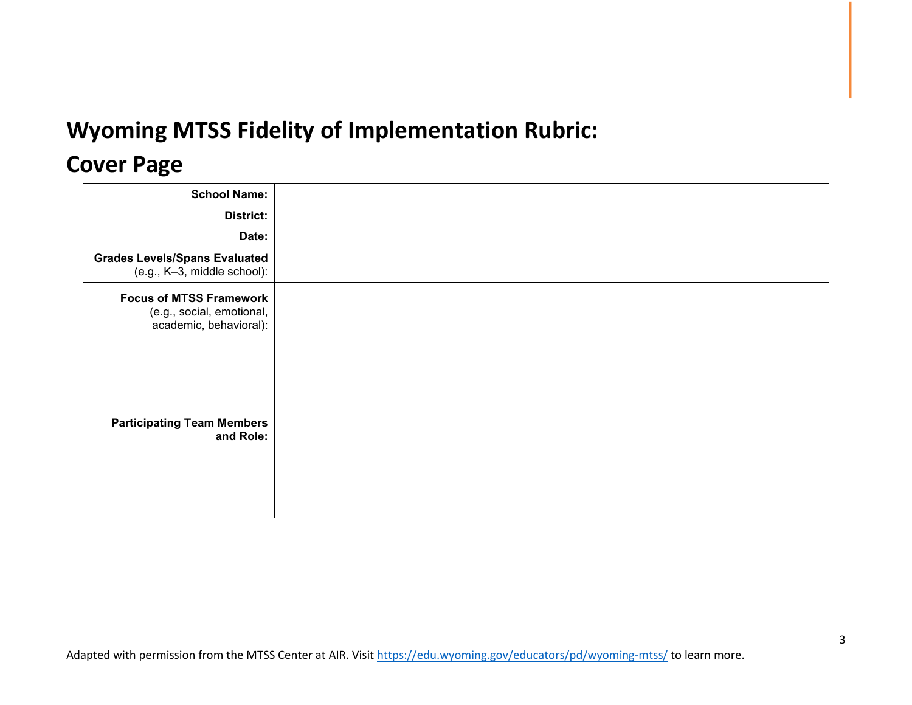# Wyoming MTSS Fidelity of Implementation Rubric:

# Cover Page

| | |
|---|---|
| **School Name:** | |
| **District:** | |
| **Date:** | |
| **Grades Levels/Spans Evaluated** (e.g., K–3, middle school): | |
| **Focus of MTSS Framework** (e.g., social, emotional, academic, behavioral): | |
| **Participating Team Members and Role:** | |

Adapted with permission from the MTSS Center at AIR. Visit https://edu.wyoming.gov/educators/pd/wyoming-mtss/ to learn more.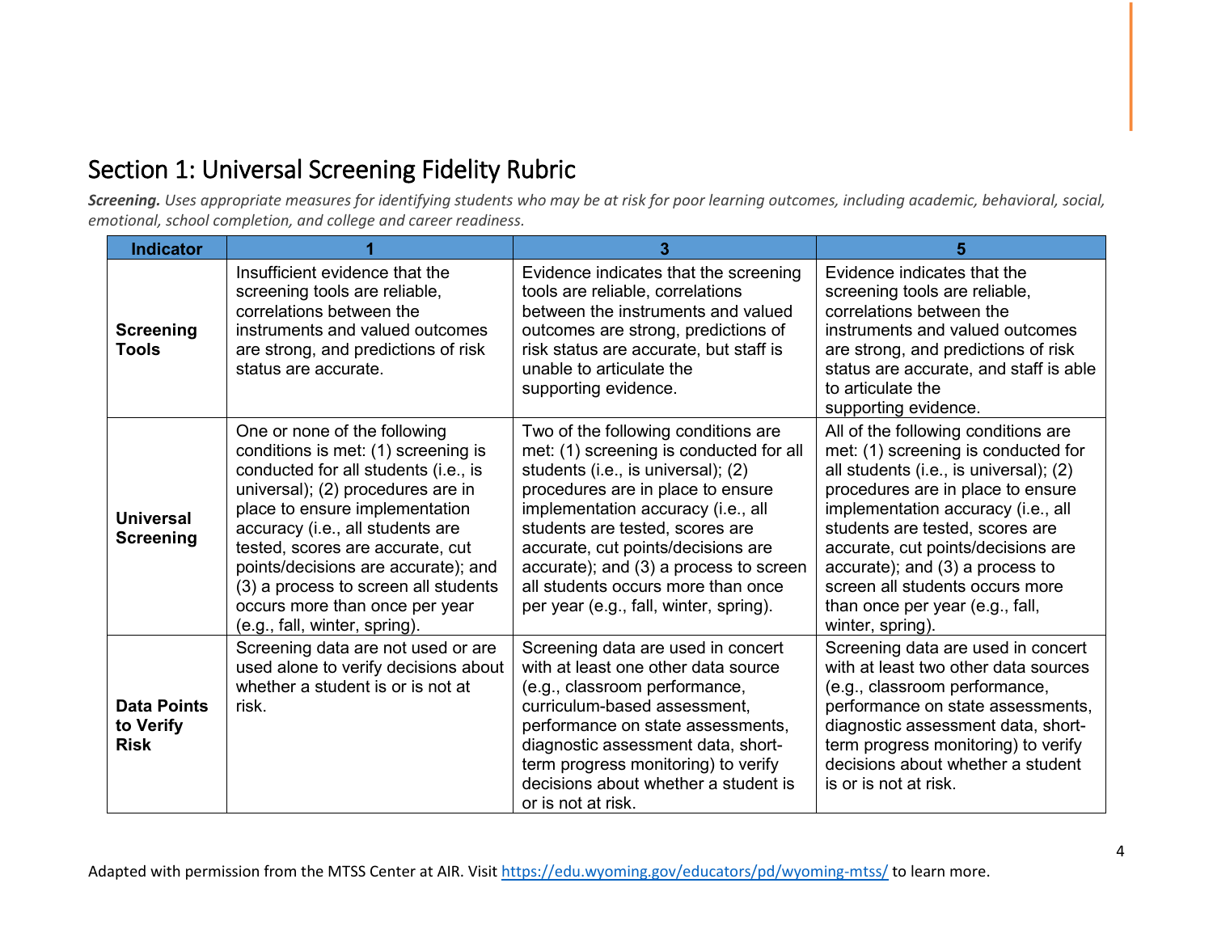## Section 1: Universal Screening Fidelity Rubric

***Screening.*** *Uses appropriate measures for identifying students who may be at risk for poor learning outcomes, including academic, behavioral, social, emotional, school completion, and college and career readiness.*

| Indicator | 1 | 3 | 5 |
|---|---|---|---|
| **Screening Tools** | Insufficient evidence that the screening tools are reliable, correlations between the instruments and valued outcomes are strong, and predictions of risk status are accurate. | Evidence indicates that the screening tools are reliable, correlations between the instruments and valued outcomes are strong, predictions of risk status are accurate, but staff is unable to articulate the supporting evidence. | Evidence indicates that the screening tools are reliable, correlations between the instruments and valued outcomes are strong, and predictions of risk status are accurate, and staff is able to articulate the supporting evidence. |
| **Universal Screening** | One or none of the following conditions is met: (1) screening is conducted for all students (i.e., is universal); (2) procedures are in place to ensure implementation accuracy (i.e., all students are tested, scores are accurate, cut points/decisions are accurate); and (3) a process to screen all students occurs more than once per year (e.g., fall, winter, spring). | Two of the following conditions are met: (1) screening is conducted for all students (i.e., is universal); (2) procedures are in place to ensure implementation accuracy (i.e., all students are tested, scores are accurate, cut points/decisions are accurate); and (3) a process to screen all students occurs more than once per year (e.g., fall, winter, spring). | All of the following conditions are met: (1) screening is conducted for all students (i.e., is universal); (2) procedures are in place to ensure implementation accuracy (i.e., all students are tested, scores are accurate, cut points/decisions are accurate); and (3) a process to screen all students occurs more than once per year (e.g., fall, winter, spring). |
| **Data Points to Verify Risk** | Screening data are not used or are used alone to verify decisions about whether a student is or is not at risk. | Screening data are used in concert with at least one other data source (e.g., classroom performance, curriculum-based assessment, performance on state assessments, diagnostic assessment data, short-term progress monitoring) to verify decisions about whether a student is or is not at risk. | Screening data are used in concert with at least two other data sources (e.g., classroom performance, performance on state assessments, diagnostic assessment data, short-term progress monitoring) to verify decisions about whether a student is or is not at risk. |

Adapted with permission from the MTSS Center at AIR. Visit https://edu.wyoming.gov/educators/pd/wyoming-mtss/ to learn more.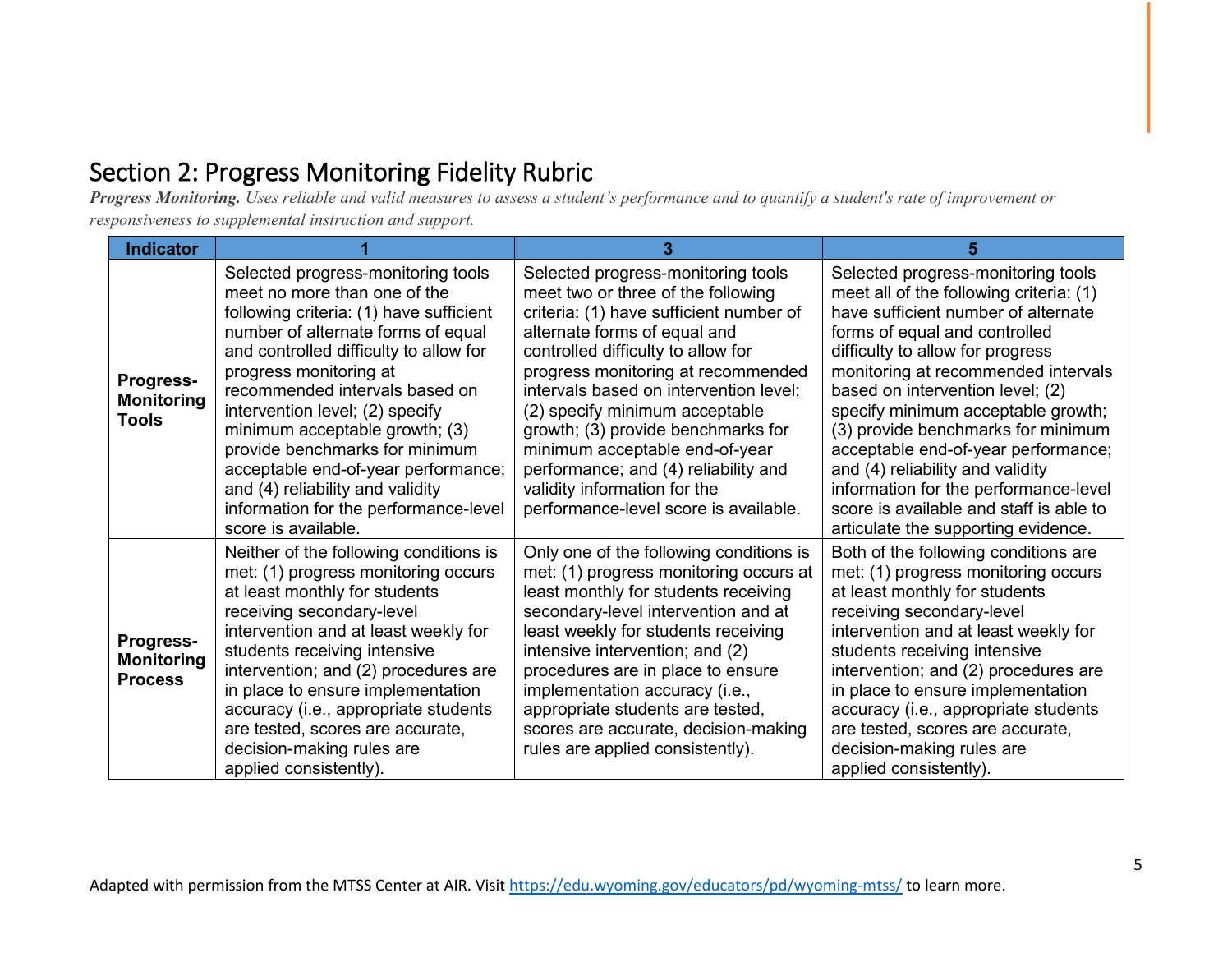## Section 2: Progress Monitoring Fidelity Rubric

***Progress Monitoring.*** *Uses reliable and valid measures to assess a student's performance and to quantify a student's rate of improvement or responsiveness to supplemental instruction and support.*

| Indicator | 1 | 3 | 5 |
|---|---|---|---|
| **Progress-Monitoring Tools** | Selected progress-monitoring tools meet no more than one of the following criteria: (1) have sufficient number of alternate forms of equal and controlled difficulty to allow for progress monitoring at recommended intervals based on intervention level; (2) specify minimum acceptable growth; (3) provide benchmarks for minimum acceptable end-of-year performance; and (4) reliability and validity information for the performance-level score is available. | Selected progress-monitoring tools meet two or three of the following criteria: (1) have sufficient number of alternate forms of equal and controlled difficulty to allow for progress monitoring at recommended intervals based on intervention level; (2) specify minimum acceptable growth; (3) provide benchmarks for minimum acceptable end-of-year performance; and (4) reliability and validity information for the performance-level score is available. | Selected progress-monitoring tools meet all of the following criteria: (1) have sufficient number of alternate forms of equal and controlled difficulty to allow for progress monitoring at recommended intervals based on intervention level; (2) specify minimum acceptable growth; (3) provide benchmarks for minimum acceptable end-of-year performance; and (4) reliability and validity information for the performance-level score is available and staff is able to articulate the supporting evidence. |
| **Progress-Monitoring Process** | Neither of the following conditions is met: (1) progress monitoring occurs at least monthly for students receiving secondary-level intervention and at least weekly for students receiving intensive intervention; and (2) procedures are in place to ensure implementation accuracy (i.e., appropriate students are tested, scores are accurate, decision-making rules are applied consistently). | Only one of the following conditions is met: (1) progress monitoring occurs at least monthly for students receiving secondary-level intervention and at least weekly for students receiving intensive intervention; and (2) procedures are in place to ensure implementation accuracy (i.e., appropriate students are tested, scores are accurate, decision-making rules are applied consistently). | Both of the following conditions are met: (1) progress monitoring occurs at least monthly for students receiving secondary-level intervention and at least weekly for students receiving intensive intervention; and (2) procedures are in place to ensure implementation accuracy (i.e., appropriate students are tested, scores are accurate, decision-making rules are applied consistently). |

Adapted with permission from the MTSS Center at AIR. Visit https://edu.wyoming.gov/educators/pd/wyoming-mtss/ to learn more.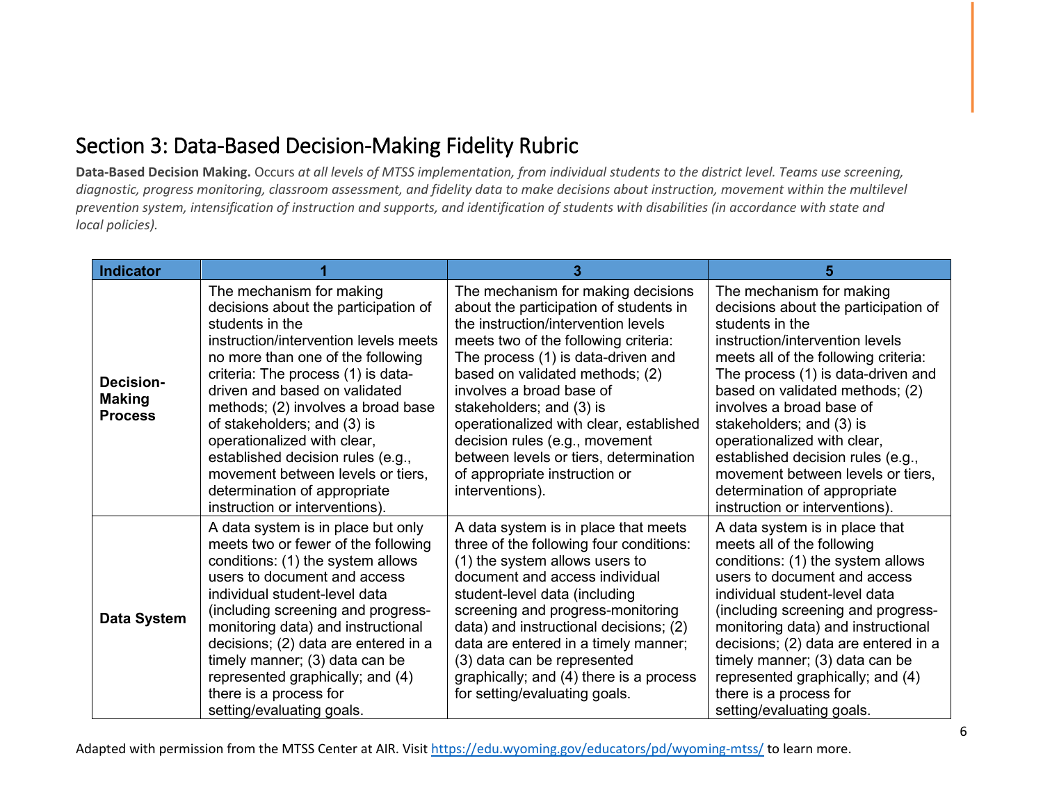## Section 3: Data-Based Decision-Making Fidelity Rubric

**Data-Based Decision Making.** Occurs *at all levels of MTSS implementation, from individual students to the district level. Teams use screening, diagnostic, progress monitoring, classroom assessment, and fidelity data to make decisions about instruction, movement within the multilevel prevention system, intensification of instruction and supports, and identification of students with disabilities (in accordance with state and local policies).*

| Indicator | 1 | 3 | 5 |
|---|---|---|---|
| **Decision-Making Process** | The mechanism for making decisions about the participation of students in the instruction/intervention levels meets no more than one of the following criteria: The process (1) is data-driven and based on validated methods; (2) involves a broad base of stakeholders; and (3) is operationalized with clear, established decision rules (e.g., movement between levels or tiers, determination of appropriate instruction or interventions). | The mechanism for making decisions about the participation of students in the instruction/intervention levels meets two of the following criteria: The process (1) is data-driven and based on validated methods; (2) involves a broad base of stakeholders; and (3) is operationalized with clear, established decision rules (e.g., movement between levels or tiers, determination of appropriate instruction or interventions). | The mechanism for making decisions about the participation of students in the instruction/intervention levels meets all of the following criteria: The process (1) is data-driven and based on validated methods; (2) involves a broad base of stakeholders; and (3) is operationalized with clear, established decision rules (e.g., movement between levels or tiers, determination of appropriate instruction or interventions). |
| **Data System** | A data system is in place but only meets two or fewer of the following conditions: (1) the system allows users to document and access individual student-level data (including screening and progress-monitoring data) and instructional decisions; (2) data are entered in a timely manner; (3) data can be represented graphically; and (4) there is a process for setting/evaluating goals. | A data system is in place that meets three of the following four conditions: (1) the system allows users to document and access individual student-level data (including screening and progress-monitoring data) and instructional decisions; (2) data are entered in a timely manner; (3) data can be represented graphically; and (4) there is a process for setting/evaluating goals. | A data system is in place that meets all of the following conditions: (1) the system allows users to document and access individual student-level data (including screening and progress-monitoring data) and instructional decisions; (2) data are entered in a timely manner; (3) data can be represented graphically; and (4) there is a process for setting/evaluating goals. |

Adapted with permission from the MTSS Center at AIR. Visit https://edu.wyoming.gov/educators/pd/wyoming-mtss/ to learn more.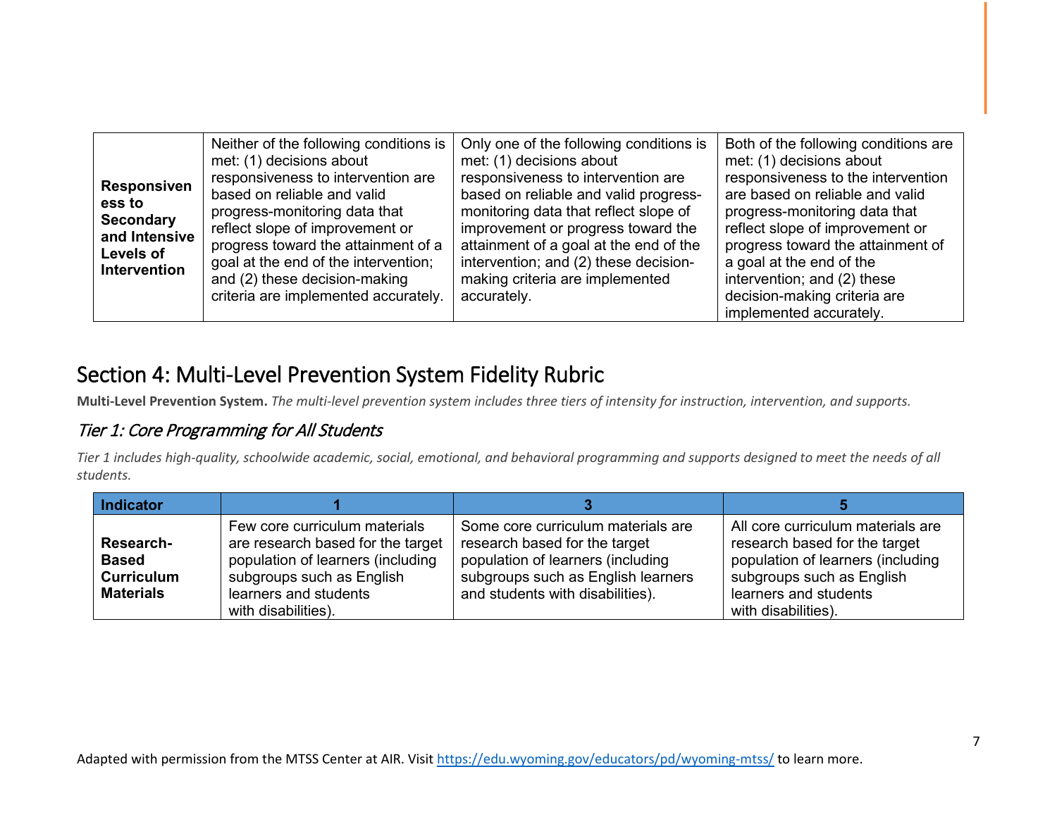| | | | |
|---|---|---|---|
| **Responsiveness to Secondary and Intensive Levels of Intervention** | Neither of the following conditions is met: (1) decisions about responsiveness to intervention are based on reliable and valid progress-monitoring data that reflect slope of improvement or progress toward the attainment of a goal at the end of the intervention; and (2) these decision-making criteria are implemented accurately. | Only one of the following conditions is met: (1) decisions about responsiveness to intervention are based on reliable and valid progress-monitoring data that reflect slope of improvement or progress toward the attainment of a goal at the end of the intervention; and (2) these decision-making criteria are implemented accurately. | Both of the following conditions are met: (1) decisions about responsiveness to the intervention are based on reliable and valid progress-monitoring data that reflect slope of improvement or progress toward the attainment of a goal at the end of the intervention; and (2) these decision-making criteria are implemented accurately. |

## Section 4: Multi-Level Prevention System Fidelity Rubric

**Multi-Level Prevention System.** *The multi-level prevention system includes three tiers of intensity for instruction, intervention, and supports.*

### *Tier 1: Core Programming for All Students*

*Tier 1 includes high-quality, schoolwide academic, social, emotional, and behavioral programming and supports designed to meet the needs of all students.*

| Indicator | 1 | 3 | 5 |
|---|---|---|---|
| **Research-Based Curriculum Materials** | Few core curriculum materials are research based for the target population of learners (including subgroups such as English learners and students with disabilities). | Some core curriculum materials are research based for the target population of learners (including subgroups such as English learners and students with disabilities). | All core curriculum materials are research based for the target population of learners (including subgroups such as English learners and students with disabilities). |

Adapted with permission from the MTSS Center at AIR. Visit https://edu.wyoming.gov/educators/pd/wyoming-mtss/ to learn more.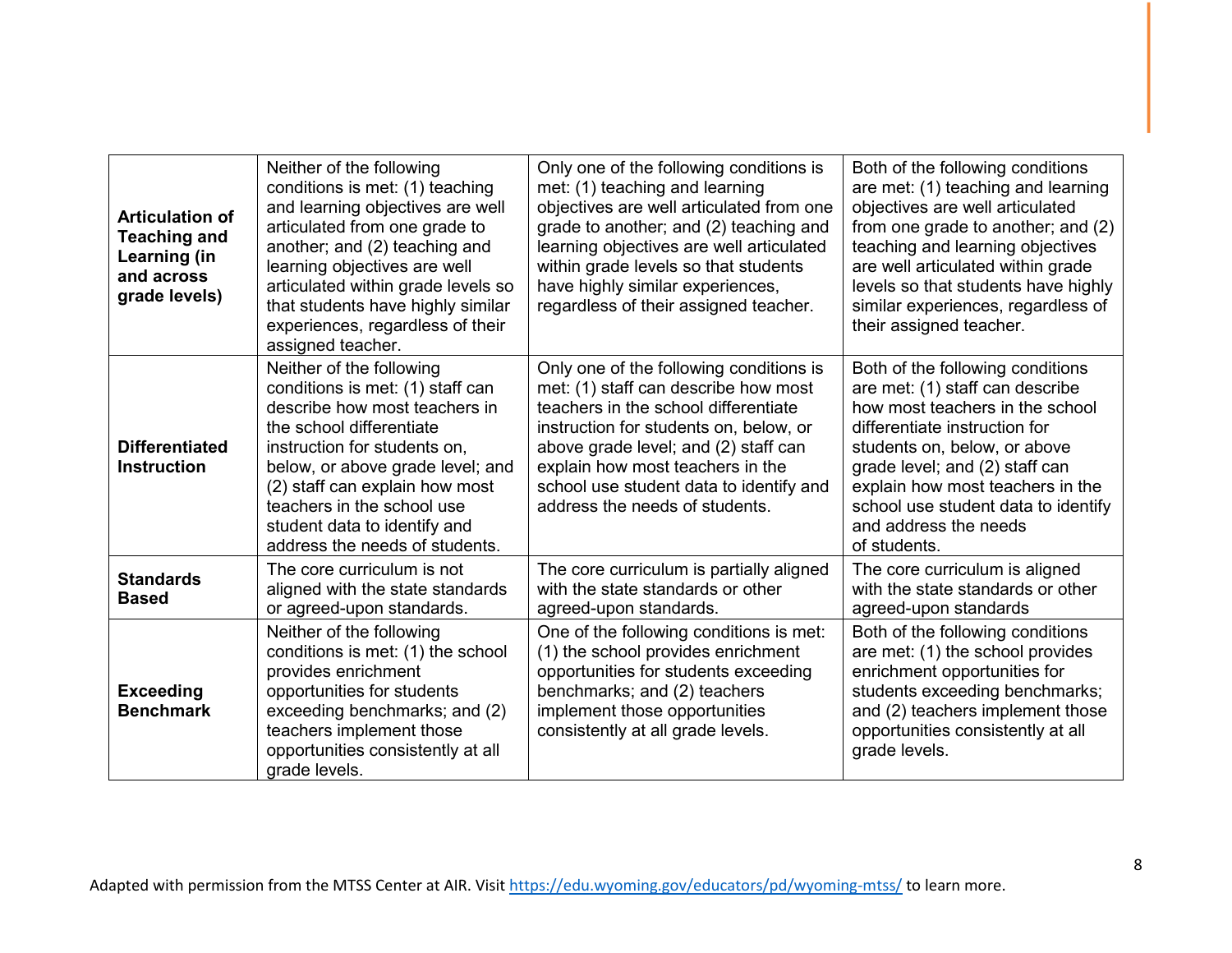| | | | |
|---|---|---|---|
| **Articulation of Teaching and Learning (in and across grade levels)** | Neither of the following conditions is met: (1) teaching and learning objectives are well articulated from one grade to another; and (2) teaching and learning objectives are well articulated within grade levels so that students have highly similar experiences, regardless of their assigned teacher. | Only one of the following conditions is met: (1) teaching and learning objectives are well articulated from one grade to another; and (2) teaching and learning objectives are well articulated within grade levels so that students have highly similar experiences, regardless of their assigned teacher. | Both of the following conditions are met: (1) teaching and learning objectives are well articulated from one grade to another; and (2) teaching and learning objectives are well articulated within grade levels so that students have highly similar experiences, regardless of their assigned teacher. |
| **Differentiated Instruction** | Neither of the following conditions is met: (1) staff can describe how most teachers in the school differentiate instruction for students on, below, or above grade level; and (2) staff can explain how most teachers in the school use student data to identify and address the needs of students. | Only one of the following conditions is met: (1) staff can describe how most teachers in the school differentiate instruction for students on, below, or above grade level; and (2) staff can explain how most teachers in the school use student data to identify and address the needs of students. | Both of the following conditions are met: (1) staff can describe how most teachers in the school differentiate instruction for students on, below, or above grade level; and (2) staff can explain how most teachers in the school use student data to identify and address the needs of students. |
| **Standards Based** | The core curriculum is not aligned with the state standards or agreed-upon standards. | The core curriculum is partially aligned with the state standards or other agreed-upon standards. | The core curriculum is aligned with the state standards or other agreed-upon standards |
| **Exceeding Benchmark** | Neither of the following conditions is met: (1) the school provides enrichment opportunities for students exceeding benchmarks; and (2) teachers implement those opportunities consistently at all grade levels. | One of the following conditions is met: (1) the school provides enrichment opportunities for students exceeding benchmarks; and (2) teachers implement those opportunities consistently at all grade levels. | Both of the following conditions are met: (1) the school provides enrichment opportunities for students exceeding benchmarks; and (2) teachers implement those opportunities consistently at all grade levels. |

Adapted with permission from the MTSS Center at AIR. Visit https://edu.wyoming.gov/educators/pd/wyoming-mtss/ to learn more.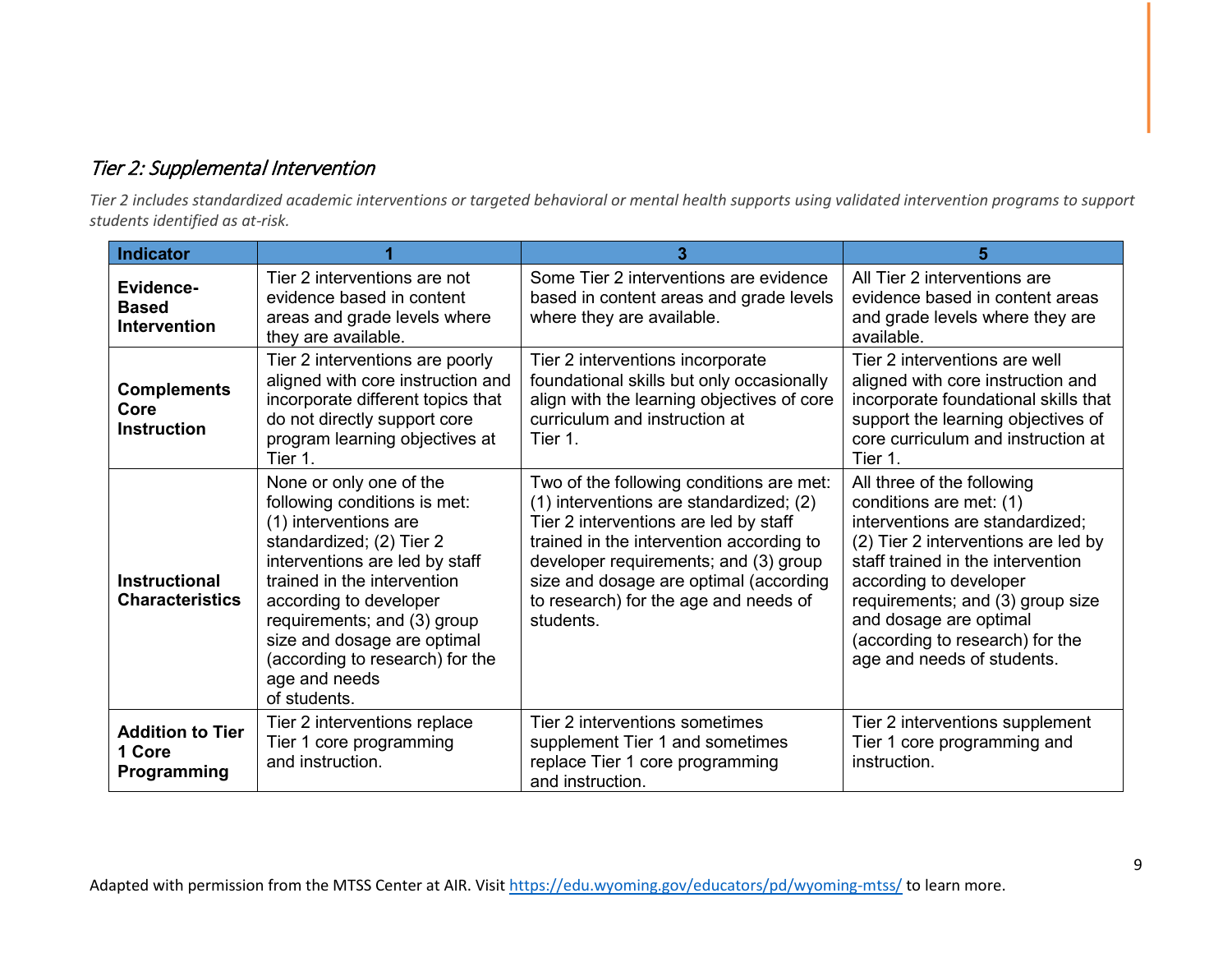## *Tier 2: Supplemental Intervention*

*Tier 2 includes standardized academic interventions or targeted behavioral or mental health supports using validated intervention programs to support students identified as at-risk.*

| Indicator | 1 | 3 | 5 |
| --- | --- | --- | --- |
| **Evidence-Based Intervention** | Tier 2 interventions are not evidence based in content areas and grade levels where they are available. | Some Tier 2 interventions are evidence based in content areas and grade levels where they are available. | All Tier 2 interventions are evidence based in content areas and grade levels where they are available. |
| **Complements Core Instruction** | Tier 2 interventions are poorly aligned with core instruction and incorporate different topics that do not directly support core program learning objectives at Tier 1. | Tier 2 interventions incorporate foundational skills but only occasionally align with the learning objectives of core curriculum and instruction at Tier 1. | Tier 2 interventions are well aligned with core instruction and incorporate foundational skills that support the learning objectives of core curriculum and instruction at Tier 1. |
| **Instructional Characteristics** | None or only one of the following conditions is met: (1) interventions are standardized; (2) Tier 2 interventions are led by staff trained in the intervention according to developer requirements; and (3) group size and dosage are optimal (according to research) for the age and needs of students. | Two of the following conditions are met: (1) interventions are standardized; (2) Tier 2 interventions are led by staff trained in the intervention according to developer requirements; and (3) group size and dosage are optimal (according to research) for the age and needs of students. | All three of the following conditions are met: (1) interventions are standardized; (2) Tier 2 interventions are led by staff trained in the intervention according to developer requirements; and (3) group size and dosage are optimal (according to research) for the age and needs of students. |
| **Addition to Tier 1 Core Programming** | Tier 2 interventions replace Tier 1 core programming and instruction. | Tier 2 interventions sometimes supplement Tier 1 and sometimes replace Tier 1 core programming and instruction. | Tier 2 interventions supplement Tier 1 core programming and instruction. |

Adapted with permission from the MTSS Center at AIR. Visit https://edu.wyoming.gov/educators/pd/wyoming-mtss/ to learn more.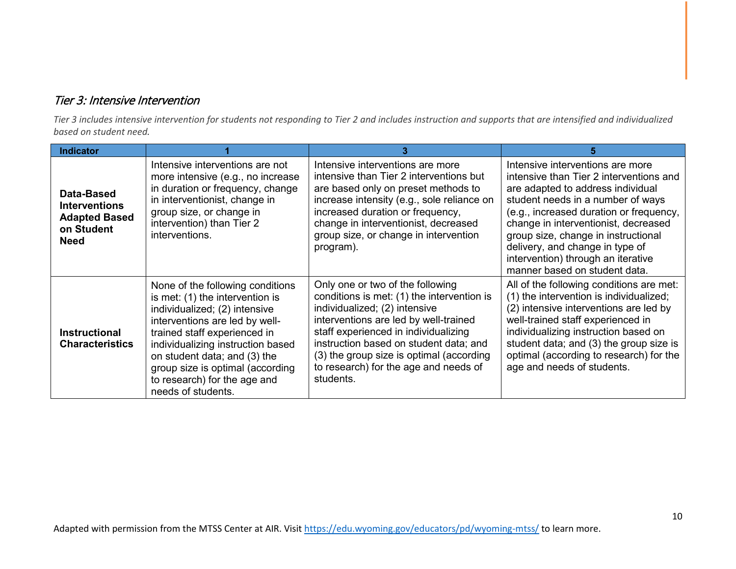*Tier 3: Intensive Intervention*

*Tier 3 includes intensive intervention for students not responding to Tier 2 and includes instruction and supports that are intensified and individualized based on student need.*

| Indicator | 1 | 3 | 5 |
|---|---|---|---|
| **Data-Based Interventions Adapted Based on Student Need** | Intensive interventions are not more intensive (e.g., no increase in duration or frequency, change in interventionist, change in group size, or change in intervention) than Tier 2 interventions. | Intensive interventions are more intensive than Tier 2 interventions but are based only on preset methods to increase intensity (e.g., sole reliance on increased duration or frequency, change in interventionist, decreased group size, or change in intervention program). | Intensive interventions are more intensive than Tier 2 interventions and are adapted to address individual student needs in a number of ways (e.g., increased duration or frequency, change in interventionist, decreased group size, change in instructional delivery, and change in type of intervention) through an iterative manner based on student data. |
| **Instructional Characteristics** | None of the following conditions is met: (1) the intervention is individualized; (2) intensive interventions are led by well-trained staff experienced in individualizing instruction based on student data; and (3) the group size is optimal (according to research) for the age and needs of students. | Only one or two of the following conditions is met: (1) the intervention is individualized; (2) intensive interventions are led by well-trained staff experienced in individualizing instruction based on student data; and (3) the group size is optimal (according to research) for the age and needs of students. | All of the following conditions are met: (1) the intervention is individualized; (2) intensive interventions are led by well-trained staff experienced in individualizing instruction based on student data; and (3) the group size is optimal (according to research) for the age and needs of students. |

Adapted with permission from the MTSS Center at AIR. Visit https://edu.wyoming.gov/educators/pd/wyoming-mtss/ to learn more.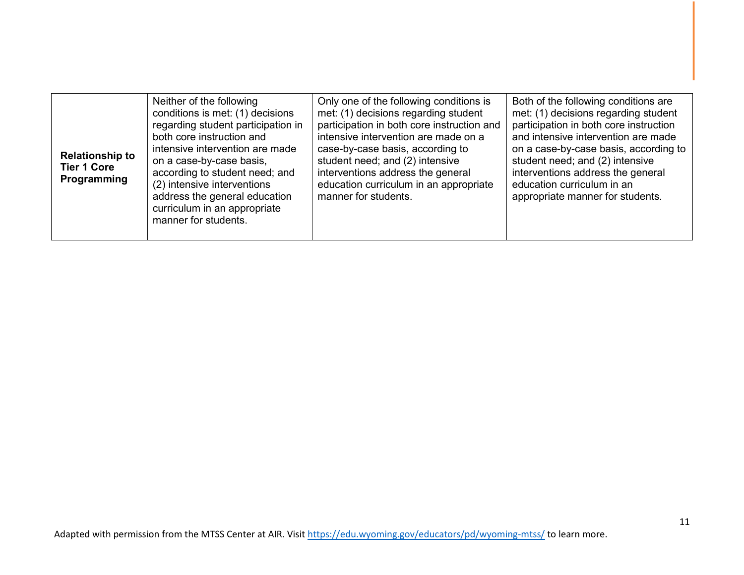| | | | |
|---|---|---|---|
| **Relationship to Tier 1 Core Programming** | Neither of the following conditions is met: (1) decisions regarding student participation in both core instruction and intensive intervention are made on a case-by-case basis, according to student need; and (2) intensive interventions address the general education curriculum in an appropriate manner for students. | Only one of the following conditions is met: (1) decisions regarding student participation in both core instruction and intensive intervention are made on a case-by-case basis, according to student need; and (2) intensive interventions address the general education curriculum in an appropriate manner for students. | Both of the following conditions are met: (1) decisions regarding student participation in both core instruction and intensive intervention are made on a case-by-case basis, according to student need; and (2) intensive interventions address the general education curriculum in an appropriate manner for students. |

Adapted with permission from the MTSS Center at AIR. Visit https://edu.wyoming.gov/educators/pd/wyoming-mtss/ to learn more.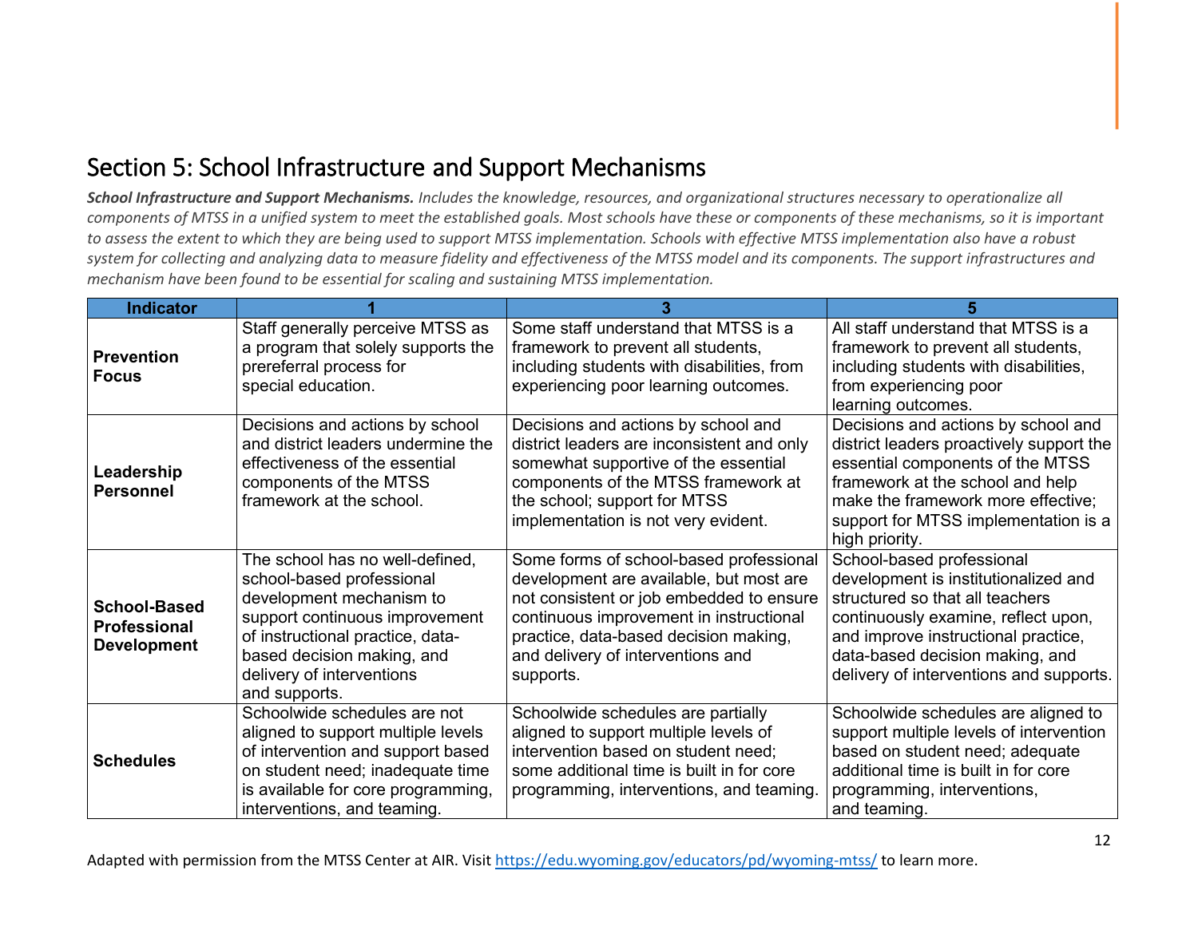## Section 5: School Infrastructure and Support Mechanisms

***School Infrastructure and Support Mechanisms.*** *Includes the knowledge, resources, and organizational structures necessary to operationalize all components of MTSS in a unified system to meet the established goals. Most schools have these or components of these mechanisms, so it is important to assess the extent to which they are being used to support MTSS implementation. Schools with effective MTSS implementation also have a robust system for collecting and analyzing data to measure fidelity and effectiveness of the MTSS model and its components. The support infrastructures and mechanism have been found to be essential for scaling and sustaining MTSS implementation.*

| Indicator | 1 | 3 | 5 |
|---|---|---|---|
| **Prevention Focus** | Staff generally perceive MTSS as a program that solely supports the prereferral process for special education. | Some staff understand that MTSS is a framework to prevent all students, including students with disabilities, from experiencing poor learning outcomes. | All staff understand that MTSS is a framework to prevent all students, including students with disabilities, from experiencing poor learning outcomes. |
| **Leadership Personnel** | Decisions and actions by school and district leaders undermine the effectiveness of the essential components of the MTSS framework at the school. | Decisions and actions by school and district leaders are inconsistent and only somewhat supportive of the essential components of the MTSS framework at the school; support for MTSS implementation is not very evident. | Decisions and actions by school and district leaders proactively support the essential components of the MTSS framework at the school and help make the framework more effective; support for MTSS implementation is a high priority. |
| **School-Based Professional Development** | The school has no well-defined, school-based professional development mechanism to support continuous improvement of instructional practice, data-based decision making, and delivery of interventions and supports. | Some forms of school-based professional development are available, but most are not consistent or job embedded to ensure continuous improvement in instructional practice, data-based decision making, and delivery of interventions and supports. | School-based professional development is institutionalized and structured so that all teachers continuously examine, reflect upon, and improve instructional practice, data-based decision making, and delivery of interventions and supports. |
| **Schedules** | Schoolwide schedules are not aligned to support multiple levels of intervention and support based on student need; inadequate time is available for core programming, interventions, and teaming. | Schoolwide schedules are partially aligned to support multiple levels of intervention based on student need; some additional time is built in for core programming, interventions, and teaming. | Schoolwide schedules are aligned to support multiple levels of intervention based on student need; adequate additional time is built in for core programming, interventions, and teaming. |

Adapted with permission from the MTSS Center at AIR. Visit https://edu.wyoming.gov/educators/pd/wyoming-mtss/ to learn more.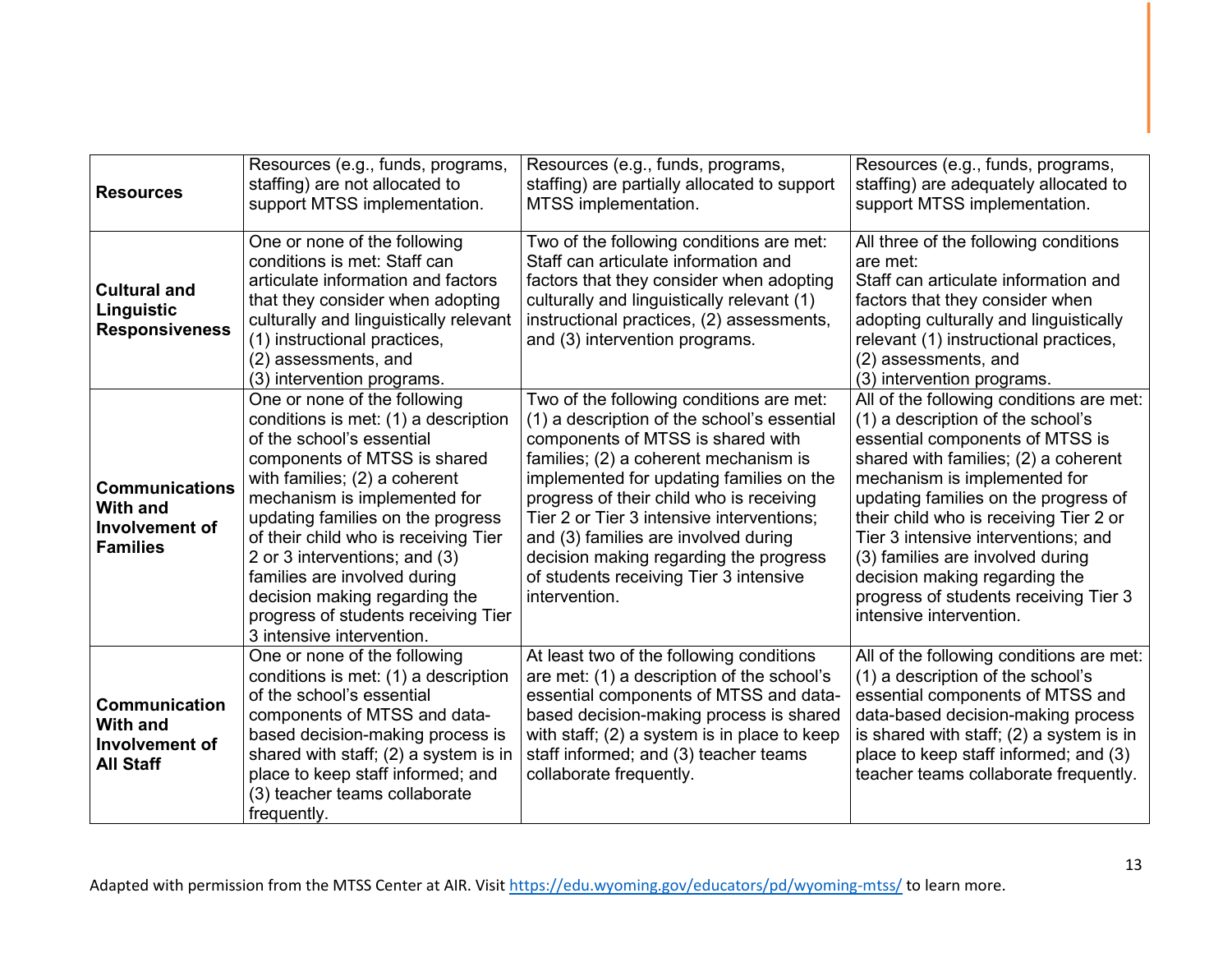| **Resources** | Resources (e.g., funds, programs, staffing) are not allocated to support MTSS implementation. | Resources (e.g., funds, programs, staffing) are partially allocated to support MTSS implementation. | Resources (e.g., funds, programs, staffing) are adequately allocated to support MTSS implementation. |
|---|---|---|---|
| **Cultural and Linguistic Responsiveness** | One or none of the following conditions is met: Staff can articulate information and factors that they consider when adopting culturally and linguistically relevant (1) instructional practices, (2) assessments, and (3) intervention programs. | Two of the following conditions are met: Staff can articulate information and factors that they consider when adopting culturally and linguistically relevant (1) instructional practices, (2) assessments, and (3) intervention programs. | All three of the following conditions are met: Staff can articulate information and factors that they consider when adopting culturally and linguistically relevant (1) instructional practices, (2) assessments, and (3) intervention programs. |
| **Communications With and Involvement of Families** | One or none of the following conditions is met: (1) a description of the school's essential components of MTSS is shared with families; (2) a coherent mechanism is implemented for updating families on the progress of their child who is receiving Tier 2 or 3 interventions; and (3) families are involved during decision making regarding the progress of students receiving Tier 3 intensive intervention. | Two of the following conditions are met: (1) a description of the school's essential components of MTSS is shared with families; (2) a coherent mechanism is implemented for updating families on the progress of their child who is receiving Tier 2 or Tier 3 intensive interventions; and (3) families are involved during decision making regarding the progress of students receiving Tier 3 intensive intervention. | All of the following conditions are met: (1) a description of the school's essential components of MTSS is shared with families; (2) a coherent mechanism is implemented for updating families on the progress of their child who is receiving Tier 2 or Tier 3 intensive interventions; and (3) families are involved during decision making regarding the progress of students receiving Tier 3 intensive intervention. |
| **Communication With and Involvement of All Staff** | One or none of the following conditions is met: (1) a description of the school's essential components of MTSS and data-based decision-making process is shared with staff; (2) a system is in place to keep staff informed; and (3) teacher teams collaborate frequently. | At least two of the following conditions are met: (1) a description of the school's essential components of MTSS and data-based decision-making process is shared with staff; (2) a system is in place to keep staff informed; and (3) teacher teams collaborate frequently. | All of the following conditions are met: (1) a description of the school's essential components of MTSS and data-based decision-making process is shared with staff; (2) a system is in place to keep staff informed; and (3) teacher teams collaborate frequently. |

Adapted with permission from the MTSS Center at AIR. Visit https://edu.wyoming.gov/educators/pd/wyoming-mtss/ to learn more.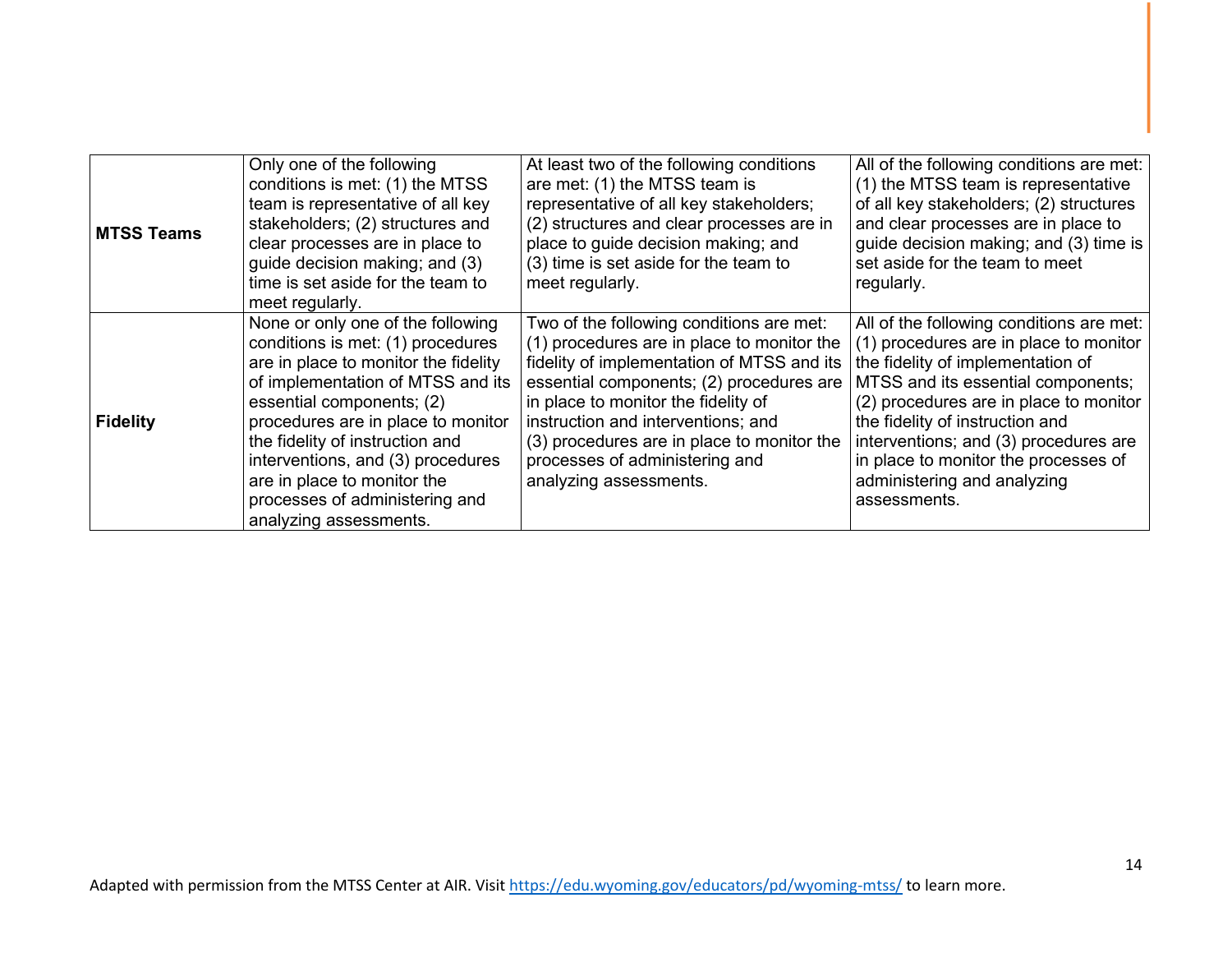| | | | |
|---|---|---|---|
| **MTSS Teams** | Only one of the following conditions is met: (1) the MTSS team is representative of all key stakeholders; (2) structures and clear processes are in place to guide decision making; and (3) time is set aside for the team to meet regularly. | At least two of the following conditions are met: (1) the MTSS team is representative of all key stakeholders; (2) structures and clear processes are in place to guide decision making; and (3) time is set aside for the team to meet regularly. | All of the following conditions are met: (1) the MTSS team is representative of all key stakeholders; (2) structures and clear processes are in place to guide decision making; and (3) time is set aside for the team to meet regularly. |
| **Fidelity** | None or only one of the following conditions is met: (1) procedures are in place to monitor the fidelity of implementation of MTSS and its essential components; (2) procedures are in place to monitor the fidelity of instruction and interventions, and (3) procedures are in place to monitor the processes of administering and analyzing assessments. | Two of the following conditions are met: (1) procedures are in place to monitor the fidelity of implementation of MTSS and its essential components; (2) procedures are in place to monitor the fidelity of instruction and interventions; and (3) procedures are in place to monitor the processes of administering and analyzing assessments. | All of the following conditions are met: (1) procedures are in place to monitor the fidelity of implementation of MTSS and its essential components; (2) procedures are in place to monitor the fidelity of instruction and interventions; and (3) procedures are in place to monitor the processes of administering and analyzing assessments. |

Adapted with permission from the MTSS Center at AIR. Visit https://edu.wyoming.gov/educators/pd/wyoming-mtss/ to learn more.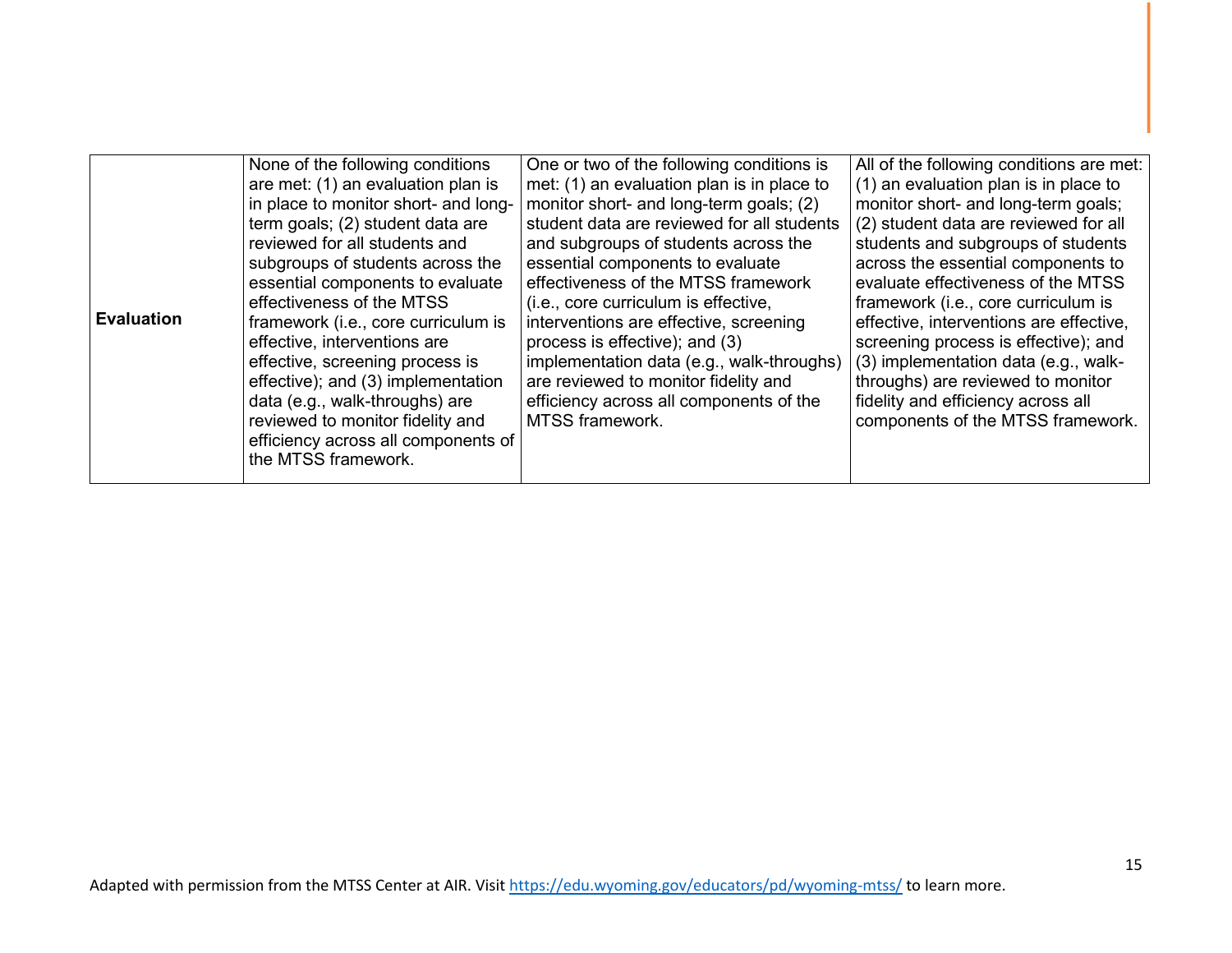| | | | |
|---|---|---|---|
| **Evaluation** | None of the following conditions are met: (1) an evaluation plan is in place to monitor short- and long-term goals; (2) student data are reviewed for all students and subgroups of students across the essential components to evaluate effectiveness of the MTSS framework (i.e., core curriculum is effective, interventions are effective, screening process is effective); and (3) implementation data (e.g., walk-throughs) are reviewed to monitor fidelity and efficiency across all components of the MTSS framework. | One or two of the following conditions is met: (1) an evaluation plan is in place to monitor short- and long-term goals; (2) student data are reviewed for all students and subgroups of students across the essential components to evaluate effectiveness of the MTSS framework (i.e., core curriculum is effective, interventions are effective, screening process is effective); and (3) implementation data (e.g., walk-throughs) are reviewed to monitor fidelity and efficiency across all components of the MTSS framework. | All of the following conditions are met: (1) an evaluation plan is in place to monitor short- and long-term goals; (2) student data are reviewed for all students and subgroups of students across the essential components to evaluate effectiveness of the MTSS framework (i.e., core curriculum is effective, interventions are effective, screening process is effective); and (3) implementation data (e.g., walk-throughs) are reviewed to monitor fidelity and efficiency across all components of the MTSS framework. |

Adapted with permission from the MTSS Center at AIR. Visit https://edu.wyoming.gov/educators/pd/wyoming-mtss/ to learn more.